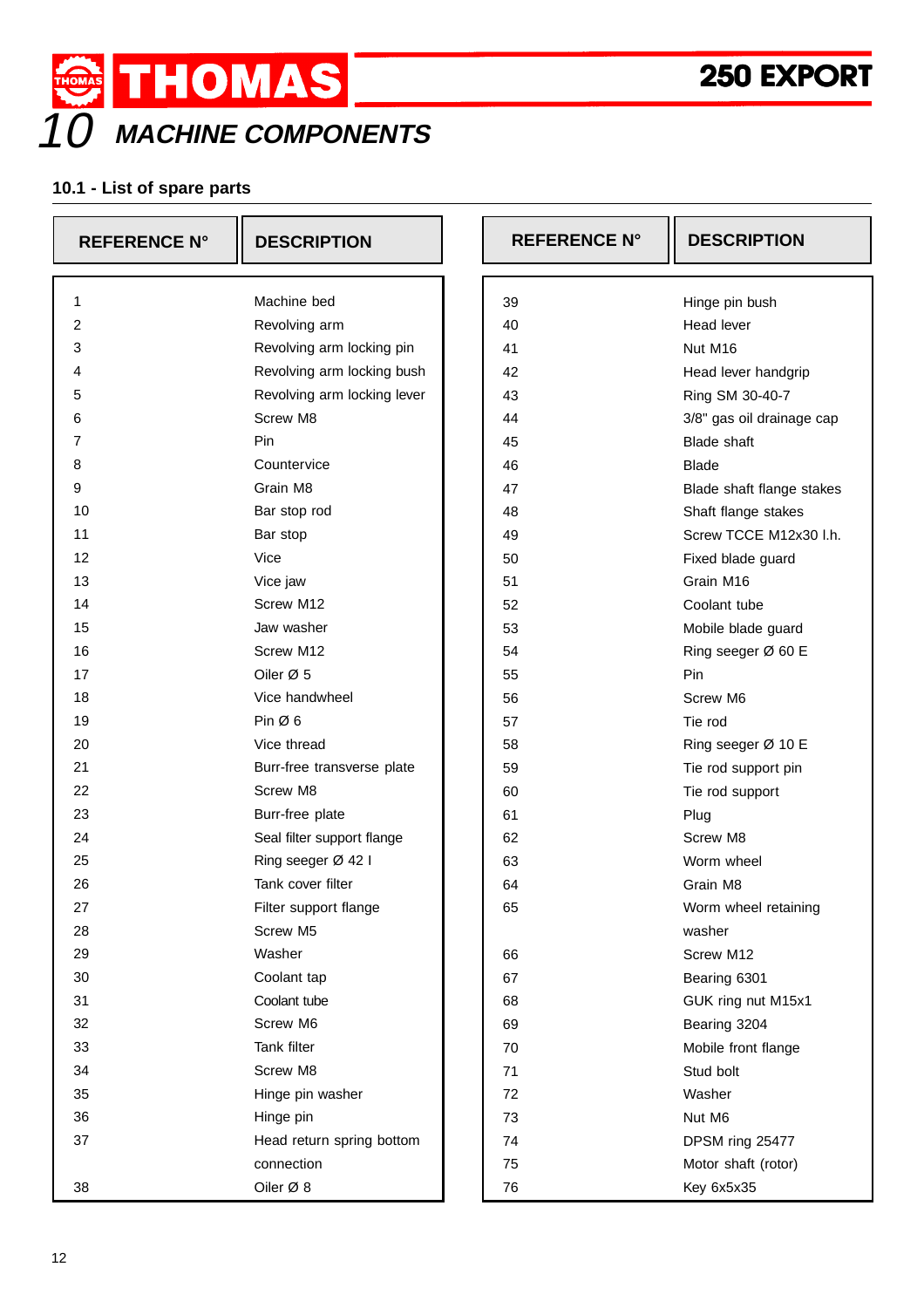# THOMAS 250 EXPORT

# 10 MACHINE COMPONENTS

## 10.1 - List of spare parts

| REFERENCE N° | DESCRIPTION |
|---|---|
| 1 | Machine bed |
| 2 | Revolving arm |
| 3 | Revolving arm locking pin |
| 4 | Revolving arm locking bush |
| 5 | Revolving arm locking lever |
| 6 | Screw M8 |
| 7 | Pin |
| 8 | Countervice |
| 9 | Grain M8 |
| 10 | Bar stop rod |
| 11 | Bar stop |
| 12 | Vice |
| 13 | Vice jaw |
| 14 | Screw M12 |
| 15 | Jaw washer |
| 16 | Screw M12 |
| 17 | Oiler Ø 5 |
| 18 | Vice handwheel |
| 19 | Pin Ø 6 |
| 20 | Vice thread |
| 21 | Burr-free transverse plate |
| 22 | Screw M8 |
| 23 | Burr-free plate |
| 24 | Seal filter support flange |
| 25 | Ring seeger Ø 42 I |
| 26 | Tank cover filter |
| 27 | Filter support flange |
| 28 | Screw M5 |
| 29 | Washer |
| 30 | Coolant tap |
| 31 | Coolant tube |
| 32 | Screw M6 |
| 33 | Tank filter |
| 34 | Screw M8 |
| 35 | Hinge pin washer |
| 36 | Hinge pin |
| 37 | Head return spring bottom connection |
| 38 | Oiler Ø 8 |
| 39 | Hinge pin bush |
| 40 | Head lever |
| 41 | Nut M16 |
| 42 | Head lever handgrip |
| 43 | Ring SM 30-40-7 |
| 44 | 3/8" gas oil drainage cap |
| 45 | Blade shaft |
| 46 | Blade |
| 47 | Blade shaft flange stakes |
| 48 | Shaft flange stakes |
| 49 | Screw TCCE M12x30 l.h. |
| 50 | Fixed blade guard |
| 51 | Grain M16 |
| 52 | Coolant tube |
| 53 | Mobile blade guard |
| 54 | Ring seeger Ø 60 E |
| 55 | Pin |
| 56 | Screw M6 |
| 57 | Tie rod |
| 58 | Ring seeger Ø 10 E |
| 59 | Tie rod support pin |
| 60 | Tie rod support |
| 61 | Plug |
| 62 | Screw M8 |
| 63 | Worm wheel |
| 64 | Grain M8 |
| 65 | Worm wheel retaining washer |
| 66 | Screw M12 |
| 67 | Bearing 6301 |
| 68 | GUK ring nut M15x1 |
| 69 | Bearing 3204 |
| 70 | Mobile front flange |
| 71 | Stud bolt |
| 72 | Washer |
| 73 | Nut M6 |
| 74 | DPSM ring 25477 |
| 75 | Motor shaft (rotor) |
| 76 | Key 6x5x35 |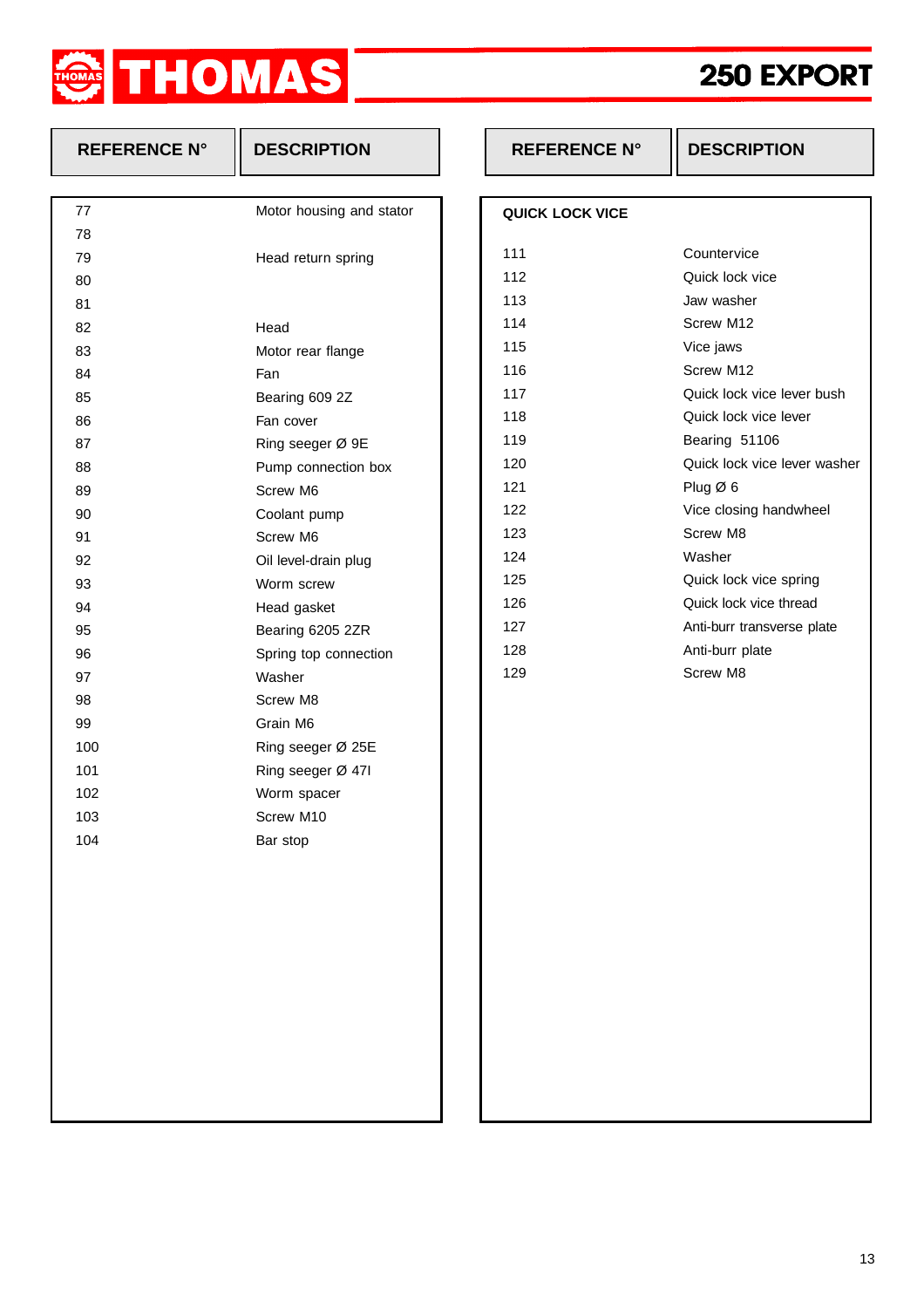# THOMAS 250 EXPORT

| REFERENCE N° | DESCRIPTION |
|---|---|
| 77 | Motor housing and stator |
| 78 | |
| 79 | Head return spring |
| 80 | |
| 81 | |
| 82 | Head |
| 83 | Motor rear flange |
| 84 | Fan |
| 85 | Bearing 609 2Z |
| 86 | Fan cover |
| 87 | Ring seeger Ø 9E |
| 88 | Pump connection box |
| 89 | Screw M6 |
| 90 | Coolant pump |
| 91 | Screw M6 |
| 92 | Oil level-drain plug |
| 93 | Worm screw |
| 94 | Head gasket |
| 95 | Bearing 6205 2ZR |
| 96 | Spring top connection |
| 97 | Washer |
| 98 | Screw M8 |
| 99 | Grain M6 |
| 100 | Ring seeger Ø 25E |
| 101 | Ring seeger Ø 47I |
| 102 | Worm spacer |
| 103 | Screw M10 |
| 104 | Bar stop |

| REFERENCE N° | DESCRIPTION |
|---|---|
| **QUICK LOCK VICE** | |
| 111 | Countervice |
| 112 | Quick lock vice |
| 113 | Jaw washer |
| 114 | Screw M12 |
| 115 | Vice jaws |
| 116 | Screw M12 |
| 117 | Quick lock vice lever bush |
| 118 | Quick lock vice lever |
| 119 | Bearing 51106 |
| 120 | Quick lock vice lever washer |
| 121 | Plug Ø 6 |
| 122 | Vice closing handwheel |
| 123 | Screw M8 |
| 124 | Washer |
| 125 | Quick lock vice spring |
| 126 | Quick lock vice thread |
| 127 | Anti-burr transverse plate |
| 128 | Anti-burr plate |
| 129 | Screw M8 |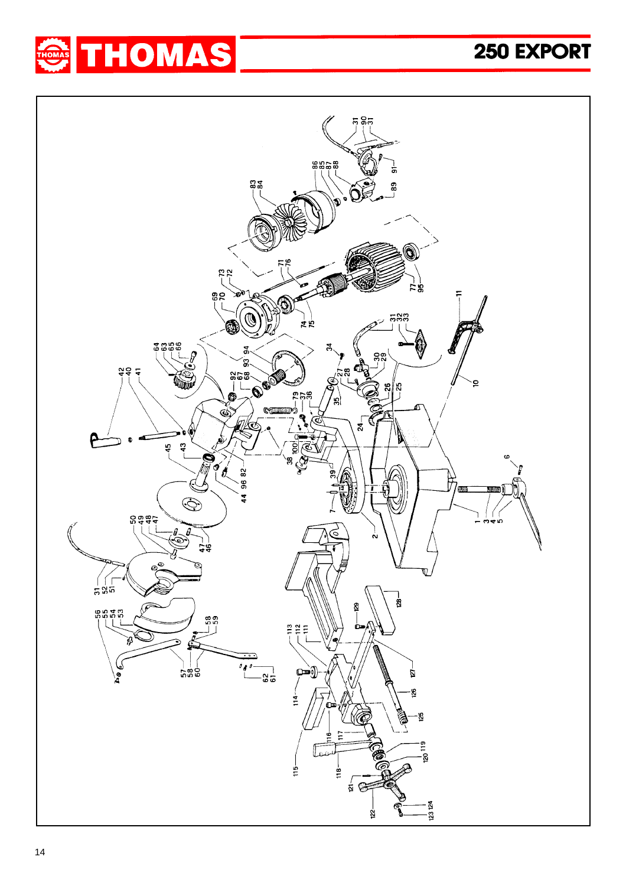# THOMAS 250 EXPORT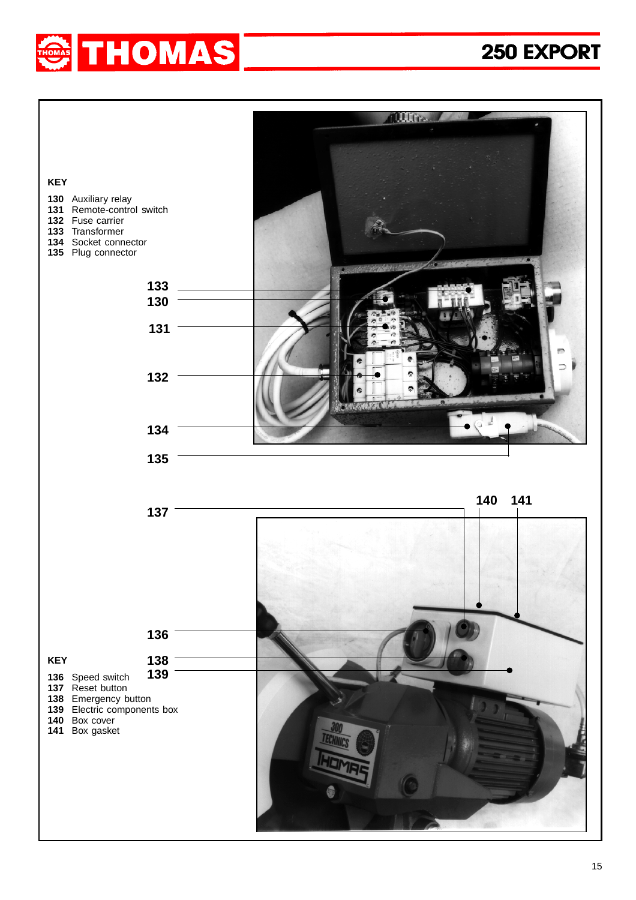**KEY**

**130** Auxiliary relay
**131** Remote-control switch
**132** Fuse carrier
**133** Transformer
**134** Socket connector
**135** Plug connector

**KEY**

**136** Speed switch
**137** Reset button
**138** Emergency button
**139** Electric components box
**140** Box cover
**141** Box gasket